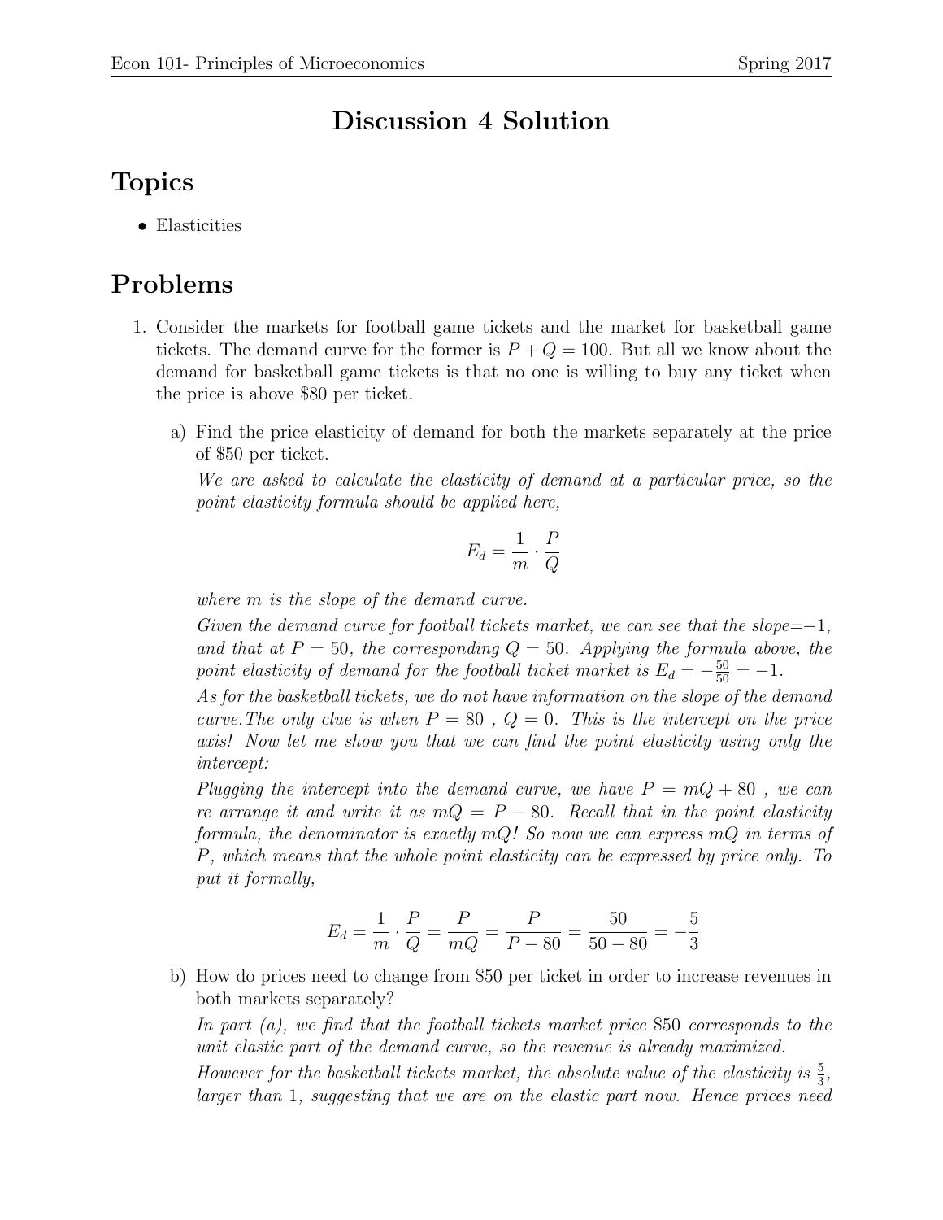# Discussion 4 Solution

## Topics

- Elasticities

## Problems

1. Consider the markets for football game tickets and the market for basketball game tickets. The demand curve for the former is $P + Q = 100$. But all we know about the demand for basketball game tickets is that no one is willing to buy any ticket when the price is above \$80 per ticket.

   a) Find the price elasticity of demand for both the markets separately at the price of \$50 per ticket.

   *We are asked to calculate the elasticity of demand at a particular price, so the point elasticity formula should be applied here,*

   $$E_d = \frac{1}{m} \cdot \frac{P}{Q}$$

   *where $m$ is the slope of the demand curve.*

   *Given the demand curve for football tickets market, we can see that the slope=$-1$, and that at $P = 50$, the corresponding $Q = 50$. Applying the formula above, the point elasticity of demand for the football ticket market is $E_d = -\frac{50}{50} = -1$.*

   *As for the basketball tickets, we do not have information on the slope of the demand curve.The only clue is when $P = 80$ , $Q = 0$. This is the intercept on the price axis! Now let me show you that we can find the point elasticity using only the intercept:*

   *Plugging the intercept into the demand curve, we have $P = mQ + 80$ , we can re arrange it and write it as $mQ = P - 80$. Recall that in the point elasticity formula, the denominator is exactly $mQ$! So now we can express $mQ$ in terms of $P$, which means that the whole point elasticity can be expressed by price only. To put it formally,*

   $$E_d = \frac{1}{m} \cdot \frac{P}{Q} = \frac{P}{mQ} = \frac{P}{P - 80} = \frac{50}{50 - 80} = -\frac{5}{3}$$

   b) How do prices need to change from \$50 per ticket in order to increase revenues in both markets separately?

   *In part (a), we find that the football tickets market price \$50 corresponds to the unit elastic part of the demand curve, so the revenue is already maximized.*

   *However for the basketball tickets market, the absolute value of the elasticity is $\frac{5}{3}$, larger than 1, suggesting that we are on the elastic part now. Hence prices need*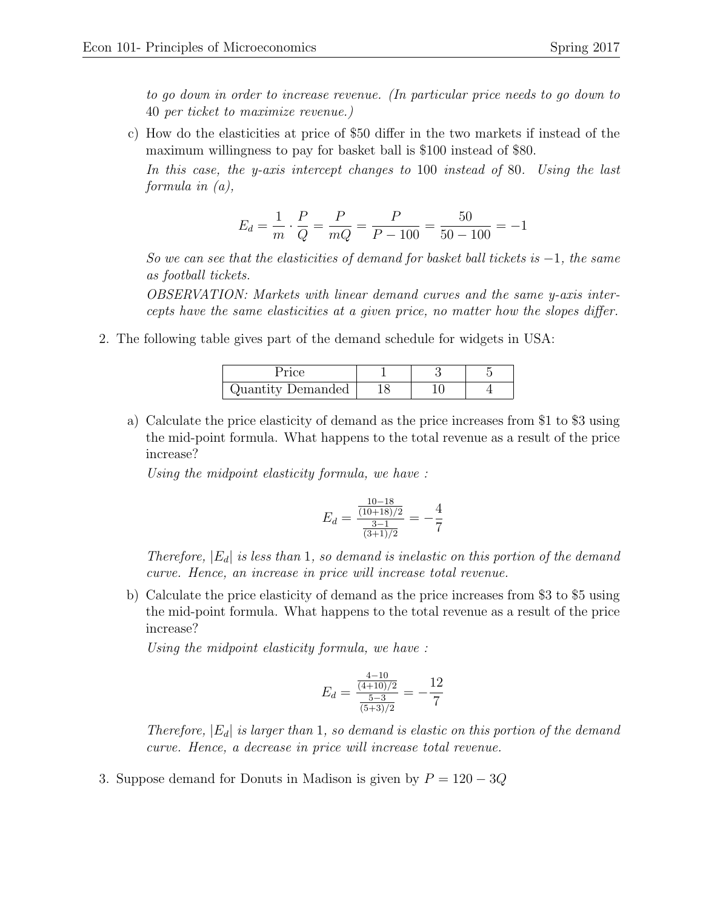*to go down in order to increase revenue. (In particular price needs to go down to 40 per ticket to maximize revenue.)*

c) How do the elasticities at price of \$50 differ in the two markets if instead of the maximum willingness to pay for basket ball is \$100 instead of \$80.

*In this case, the y-axis intercept changes to 100 instead of 80. Using the last formula in (a),*

$$E_d = \frac{1}{m} \cdot \frac{P}{Q} = \frac{P}{mQ} = \frac{P}{P - 100} = \frac{50}{50 - 100} = -1$$

*So we can see that the elasticities of demand for basket ball tickets is $-1$, the same as football tickets.*

*OBSERVATION: Markets with linear demand curves and the same y-axis intercepts have the same elasticities at a given price, no matter how the slopes differ.*

2. The following table gives part of the demand schedule for widgets in USA:

| Price | 1 | 3 | 5 |
|---|---|---|---|
| Quantity Demanded | 18 | 10 | 4 |

a) Calculate the price elasticity of demand as the price increases from \$1 to \$3 using the mid-point formula. What happens to the total revenue as a result of the price increase?

*Using the midpoint elasticity formula, we have :*

$$E_d = \frac{\frac{10-18}{(10+18)/2}}{\frac{3-1}{(3+1)/2}} = -\frac{4}{7}$$

*Therefore, $|E_d|$ is less than 1, so demand is inelastic on this portion of the demand curve. Hence, an increase in price will increase total revenue.*

b) Calculate the price elasticity of demand as the price increases from \$3 to \$5 using the mid-point formula. What happens to the total revenue as a result of the price increase?

*Using the midpoint elasticity formula, we have :*

$$E_d = \frac{\frac{4-10}{(4+10)/2}}{\frac{5-3}{(5+3)/2}} = -\frac{12}{7}$$

*Therefore, $|E_d|$ is larger than 1, so demand is elastic on this portion of the demand curve. Hence, a decrease in price will increase total revenue.*

3. Suppose demand for Donuts in Madison is given by $P = 120 - 3Q$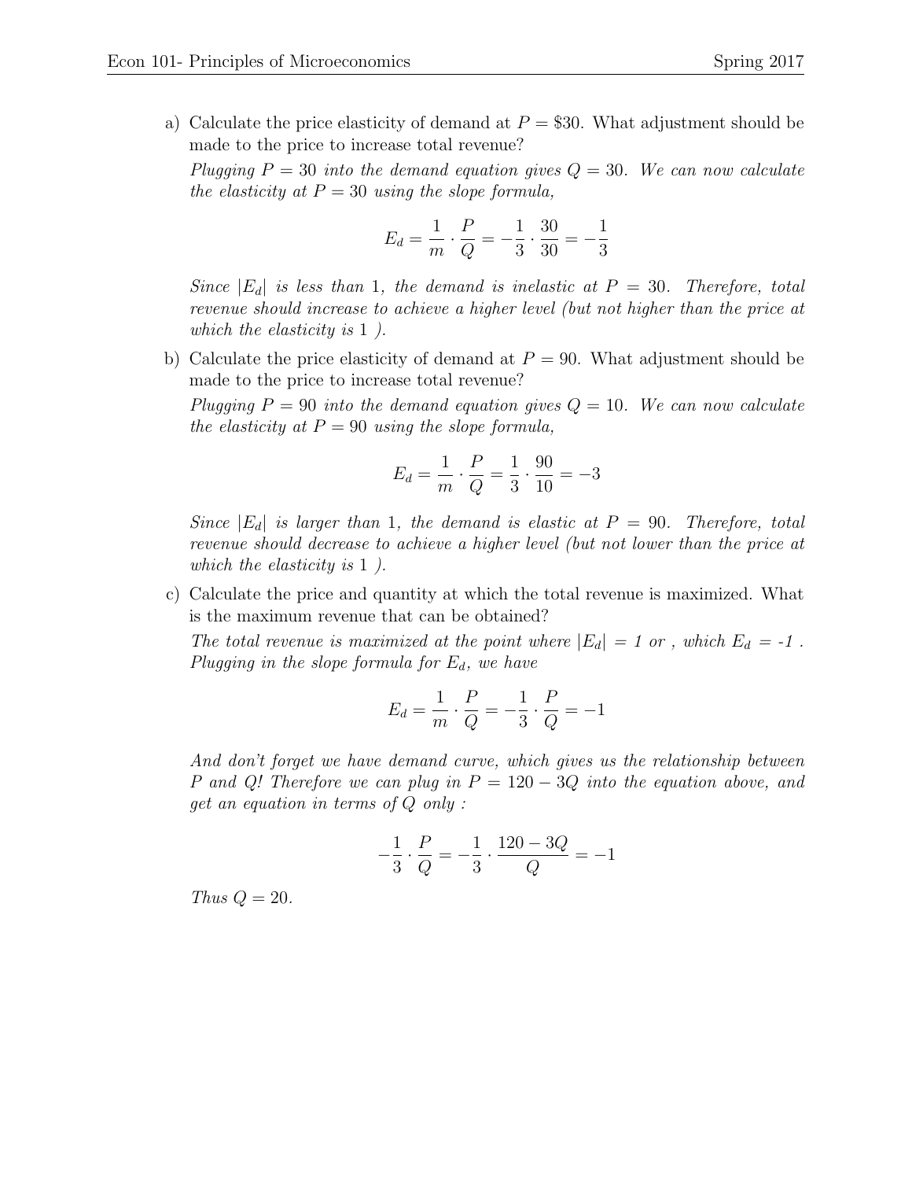a) Calculate the price elasticity of demand at $P = \$30$. What adjustment should be made to the price to increase total revenue?

*Plugging $P = 30$ into the demand equation gives $Q = 30$. We can now calculate the elasticity at $P = 30$ using the slope formula,*

$$E_d = \frac{1}{m} \cdot \frac{P}{Q} = -\frac{1}{3} \cdot \frac{30}{30} = -\frac{1}{3}$$

*Since $|E_d|$ is less than 1, the demand is inelastic at $P = 30$. Therefore, total revenue should increase to achieve a higher level (but not higher than the price at which the elasticity is 1 ).*

b) Calculate the price elasticity of demand at $P = 90$. What adjustment should be made to the price to increase total revenue?

*Plugging $P = 90$ into the demand equation gives $Q = 10$. We can now calculate the elasticity at $P = 90$ using the slope formula,*

$$E_d = \frac{1}{m} \cdot \frac{P}{Q} = \frac{1}{3} \cdot \frac{90}{10} = -3$$

*Since $|E_d|$ is larger than 1, the demand is elastic at $P = 90$. Therefore, total revenue should decrease to achieve a higher level (but not lower than the price at which the elasticity is 1 ).*

c) Calculate the price and quantity at which the total revenue is maximized. What is the maximum revenue that can be obtained?

*The total revenue is maximized at the point where $|E_d| = 1$ or , which $E_d = -1$ . Plugging in the slope formula for $E_d$, we have*

$$E_d = \frac{1}{m} \cdot \frac{P}{Q} = -\frac{1}{3} \cdot \frac{P}{Q} = -1$$

*And don't forget we have demand curve, which gives us the relationship between $P$ and $Q$! Therefore we can plug in $P = 120 - 3Q$ into the equation above, and get an equation in terms of $Q$ only :*

$$-\frac{1}{3} \cdot \frac{P}{Q} = -\frac{1}{3} \cdot \frac{120 - 3Q}{Q} = -1$$

*Thus $Q = 20$.*